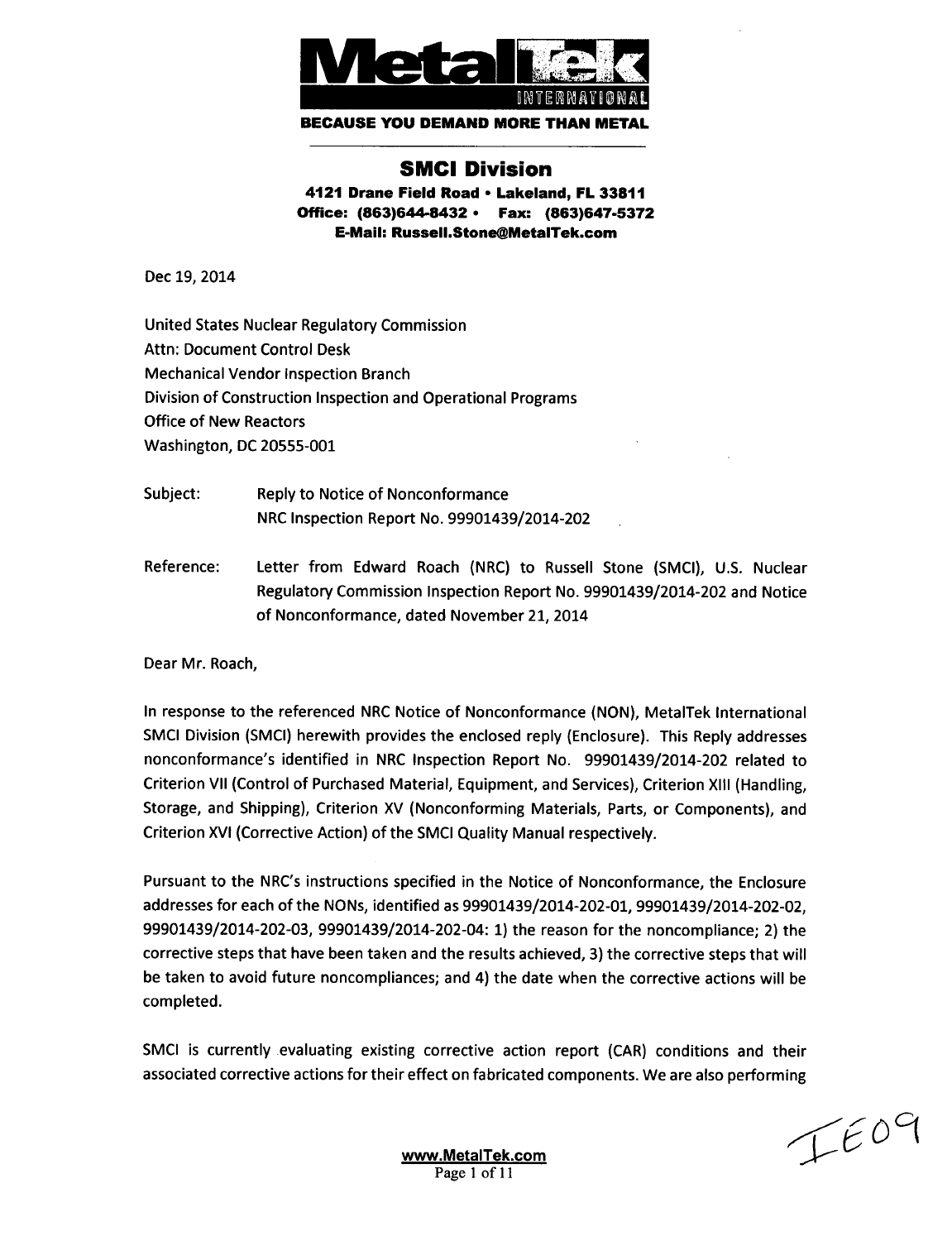**MetalTek INTERNATIONAL**

**BECAUSE YOU DEMAND MORE THAN METAL**

## SMCI Division

**4121 Drane Field Road • Lakeland, FL 33811**
**Office: (863)644-8432 • Fax: (863)647-5372**
**E-Mail: Russell.Stone@MetalTek.com**

Dec 19, 2014

United States Nuclear Regulatory Commission
Attn: Document Control Desk
Mechanical Vendor Inspection Branch
Division of Construction Inspection and Operational Programs
Office of New Reactors
Washington, DC 20555-001

Subject: Reply to Notice of Nonconformance
NRC Inspection Report No. 99901439/2014-202

Reference: Letter from Edward Roach (NRC) to Russell Stone (SMCI), U.S. Nuclear Regulatory Commission Inspection Report No. 99901439/2014-202 and Notice of Nonconformance, dated November 21, 2014

Dear Mr. Roach,

In response to the referenced NRC Notice of Nonconformance (NON), MetalTek International SMCI Division (SMCI) herewith provides the enclosed reply (Enclosure). This Reply addresses nonconformance's identified in NRC Inspection Report No. 99901439/2014-202 related to Criterion VII (Control of Purchased Material, Equipment, and Services), Criterion XIII (Handling, Storage, and Shipping), Criterion XV (Nonconforming Materials, Parts, or Components), and Criterion XVI (Corrective Action) of the SMCI Quality Manual respectively.

Pursuant to the NRC's instructions specified in the Notice of Nonconformance, the Enclosure addresses for each of the NONs, identified as 99901439/2014-202-01, 99901439/2014-202-02, 99901439/2014-202-03, 99901439/2014-202-04: 1) the reason for the noncompliance; 2) the corrective steps that have been taken and the results achieved, 3) the corrective steps that will be taken to avoid future noncompliances; and 4) the date when the corrective actions will be completed.

SMCI is currently evaluating existing corrective action report (CAR) conditions and their associated corrective actions for their effect on fabricated components. We are also performing

IE09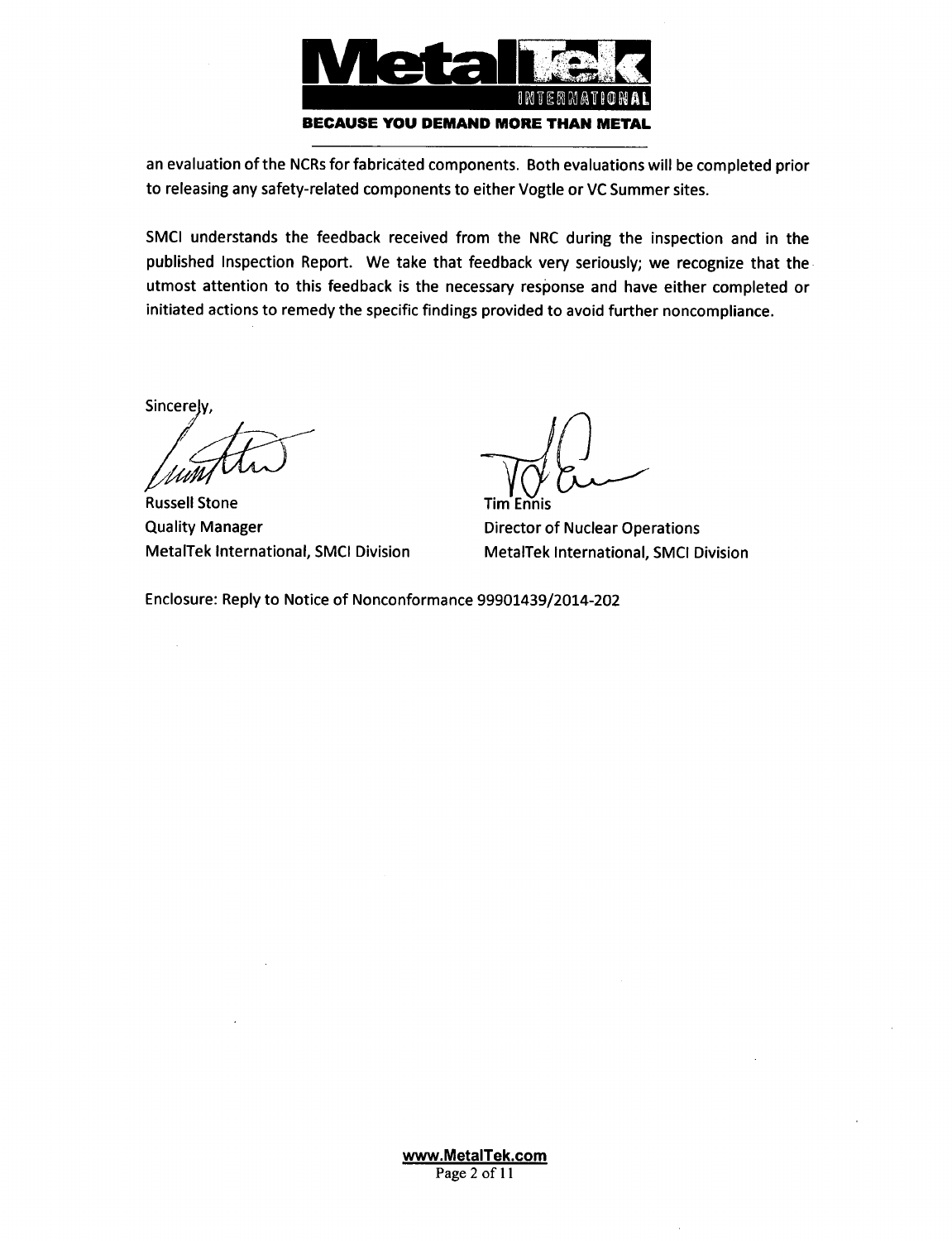an evaluation of the NCRs for fabricated components. Both evaluations will be completed prior to releasing any safety-related components to either Vogtle or VC Summer sites.

SMCI understands the feedback received from the NRC during the inspection and in the published Inspection Report. We take that feedback very seriously; we recognize that the utmost attention to this feedback is the necessary response and have either completed or initiated actions to remedy the specific findings provided to avoid further noncompliance.

Sincerely,

Russell Stone
Quality Manager
MetalTek International, SMCI Division

Tim Ennis
Director of Nuclear Operations
MetalTek International, SMCI Division

Enclosure: Reply to Notice of Nonconformance 99901439/2014-202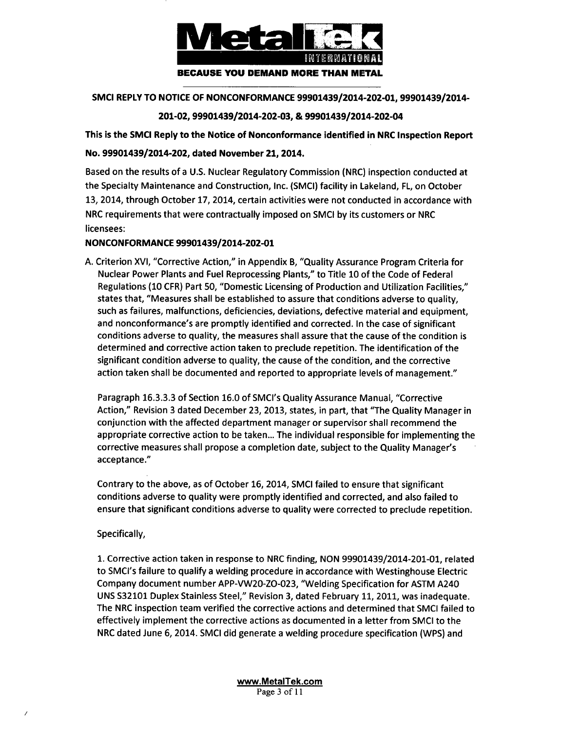**SMCI REPLY TO NOTICE OF NONCONFORMANCE 99901439/2014-202-01, 99901439/2014-201-02, 99901439/2014-202-03, & 99901439/2014-202-04**

**This is the SMCI Reply to the Notice of Nonconformance identified in NRC Inspection Report No. 99901439/2014-202, dated November 21, 2014.**

Based on the results of a U.S. Nuclear Regulatory Commission (NRC) inspection conducted at the Specialty Maintenance and Construction, Inc. (SMCI) facility in Lakeland, FL, on October 13, 2014, through October 17, 2014, certain activities were not conducted in accordance with NRC requirements that were contractually imposed on SMCI by its customers or NRC licensees:

**NONCONFORMANCE 99901439/2014-202-01**

A. Criterion XVI, "Corrective Action," in Appendix B, "Quality Assurance Program Criteria for Nuclear Power Plants and Fuel Reprocessing Plants," to Title 10 of the Code of Federal Regulations (10 CFR) Part 50, "Domestic Licensing of Production and Utilization Facilities," states that, "Measures shall be established to assure that conditions adverse to quality, such as failures, malfunctions, deficiencies, deviations, defective material and equipment, and nonconformance's are promptly identified and corrected. In the case of significant conditions adverse to quality, the measures shall assure that the cause of the condition is determined and corrective action taken to preclude repetition. The identification of the significant condition adverse to quality, the cause of the condition, and the corrective action taken shall be documented and reported to appropriate levels of management."

Paragraph 16.3.3.3 of Section 16.0 of SMCI's Quality Assurance Manual, "Corrective Action," Revision 3 dated December 23, 2013, states, in part, that "The Quality Manager in conjunction with the affected department manager or supervisor shall recommend the appropriate corrective action to be taken... The individual responsible for implementing the corrective measures shall propose a completion date, subject to the Quality Manager's acceptance."

Contrary to the above, as of October 16, 2014, SMCI failed to ensure that significant conditions adverse to quality were promptly identified and corrected, and also failed to ensure that significant conditions adverse to quality were corrected to preclude repetition.

Specifically,

1. Corrective action taken in response to NRC finding, NON 99901439/2014-201-01, related to SMCI's failure to qualify a welding procedure in accordance with Westinghouse Electric Company document number APP-VW20-ZO-023, "Welding Specification for ASTM A240 UNS S32101 Duplex Stainless Steel," Revision 3, dated February 11, 2011, was inadequate. The NRC inspection team verified the corrective actions and determined that SMCI failed to effectively implement the corrective actions as documented in a letter from SMCI to the NRC dated June 6, 2014. SMCI did generate a welding procedure specification (WPS) and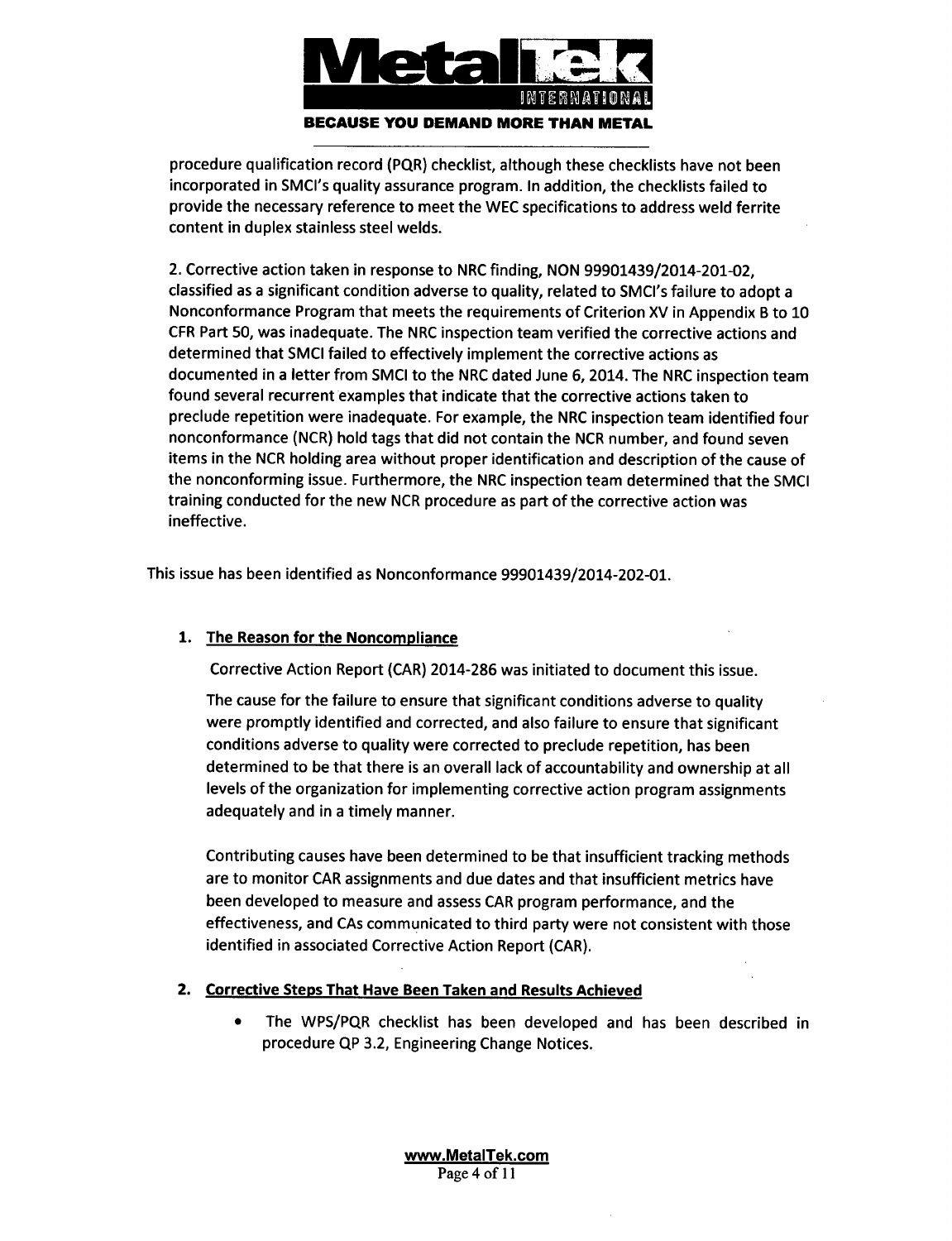procedure qualification record (PQR) checklist, although these checklists have not been incorporated in SMCI's quality assurance program. In addition, the checklists failed to provide the necessary reference to meet the WEC specifications to address weld ferrite content in duplex stainless steel welds.

2. Corrective action taken in response to NRC finding, NON 99901439/2014-201-02, classified as a significant condition adverse to quality, related to SMCI's failure to adopt a Nonconformance Program that meets the requirements of Criterion XV in Appendix B to 10 CFR Part 50, was inadequate. The NRC inspection team verified the corrective actions and determined that SMCI failed to effectively implement the corrective actions as documented in a letter from SMCI to the NRC dated June 6, 2014. The NRC inspection team found several recurrent examples that indicate that the corrective actions taken to preclude repetition were inadequate. For example, the NRC inspection team identified four nonconformance (NCR) hold tags that did not contain the NCR number, and found seven items in the NCR holding area without proper identification and description of the cause of the nonconforming issue. Furthermore, the NRC inspection team determined that the SMCI training conducted for the new NCR procedure as part of the corrective action was ineffective.

This issue has been identified as Nonconformance 99901439/2014-202-01.

1. **The Reason for the Noncompliance**

   Corrective Action Report (CAR) 2014-286 was initiated to document this issue.

   The cause for the failure to ensure that significant conditions adverse to quality were promptly identified and corrected, and also failure to ensure that significant conditions adverse to quality were corrected to preclude repetition, has been determined to be that there is an overall lack of accountability and ownership at all levels of the organization for implementing corrective action program assignments adequately and in a timely manner.

   Contributing causes have been determined to be that insufficient tracking methods are to monitor CAR assignments and due dates and that insufficient metrics have been developed to measure and assess CAR program performance, and the effectiveness, and CAs communicated to third party were not consistent with those identified in associated Corrective Action Report (CAR).

2. **Corrective Steps That Have Been Taken and Results Achieved**

   - The WPS/PQR checklist has been developed and has been described in procedure QP 3.2, Engineering Change Notices.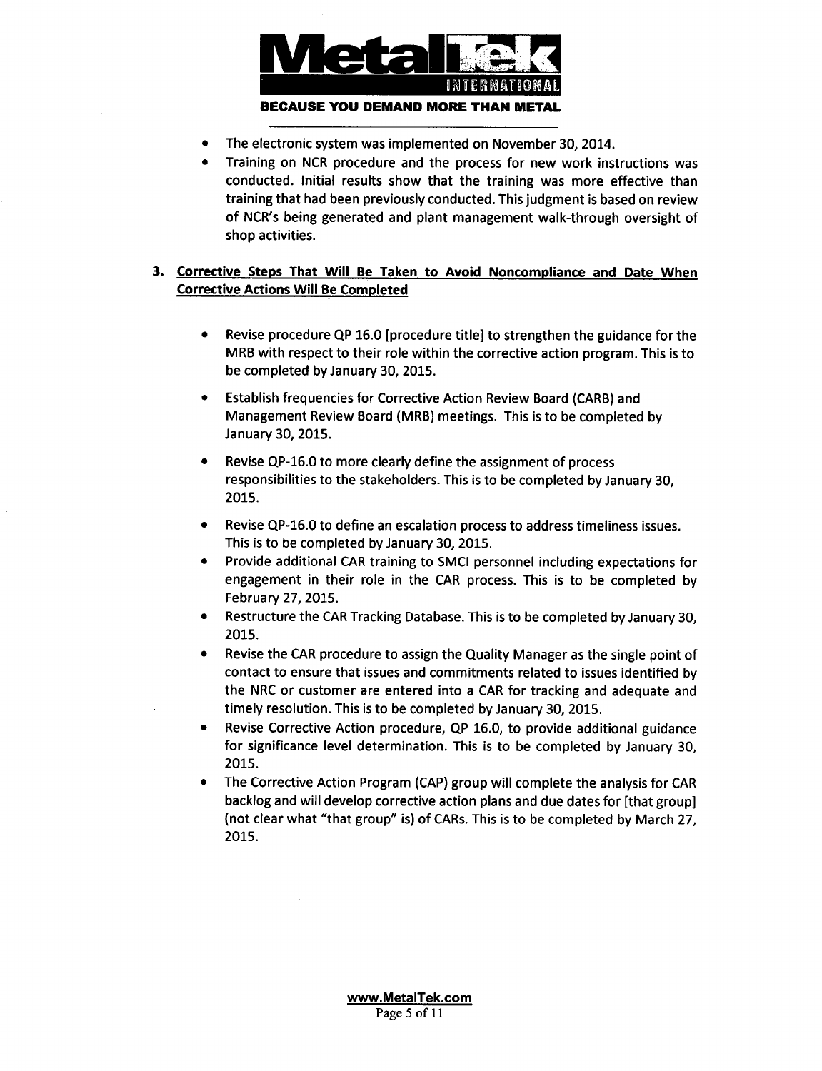- The electronic system was implemented on November 30, 2014.
- Training on NCR procedure and the process for new work instructions was conducted. Initial results show that the training was more effective than training that had been previously conducted. This judgment is based on review of NCR's being generated and plant management walk-through oversight of shop activities.

**3. Corrective Steps That Will Be Taken to Avoid Noncompliance and Date When Corrective Actions Will Be Completed**

- Revise procedure QP 16.0 [procedure title] to strengthen the guidance for the MRB with respect to their role within the corrective action program. This is to be completed by January 30, 2015.
- Establish frequencies for Corrective Action Review Board (CARB) and Management Review Board (MRB) meetings. This is to be completed by January 30, 2015.
- Revise QP-16.0 to more clearly define the assignment of process responsibilities to the stakeholders. This is to be completed by January 30, 2015.
- Revise QP-16.0 to define an escalation process to address timeliness issues. This is to be completed by January 30, 2015.
- Provide additional CAR training to SMCI personnel including expectations for engagement in their role in the CAR process. This is to be completed by February 27, 2015.
- Restructure the CAR Tracking Database. This is to be completed by January 30, 2015.
- Revise the CAR procedure to assign the Quality Manager as the single point of contact to ensure that issues and commitments related to issues identified by the NRC or customer are entered into a CAR for tracking and adequate and timely resolution. This is to be completed by January 30, 2015.
- Revise Corrective Action procedure, QP 16.0, to provide additional guidance for significance level determination. This is to be completed by January 30, 2015.
- The Corrective Action Program (CAP) group will complete the analysis for CAR backlog and will develop corrective action plans and due dates for [that group] (not clear what "that group" is) of CARs. This is to be completed by March 27, 2015.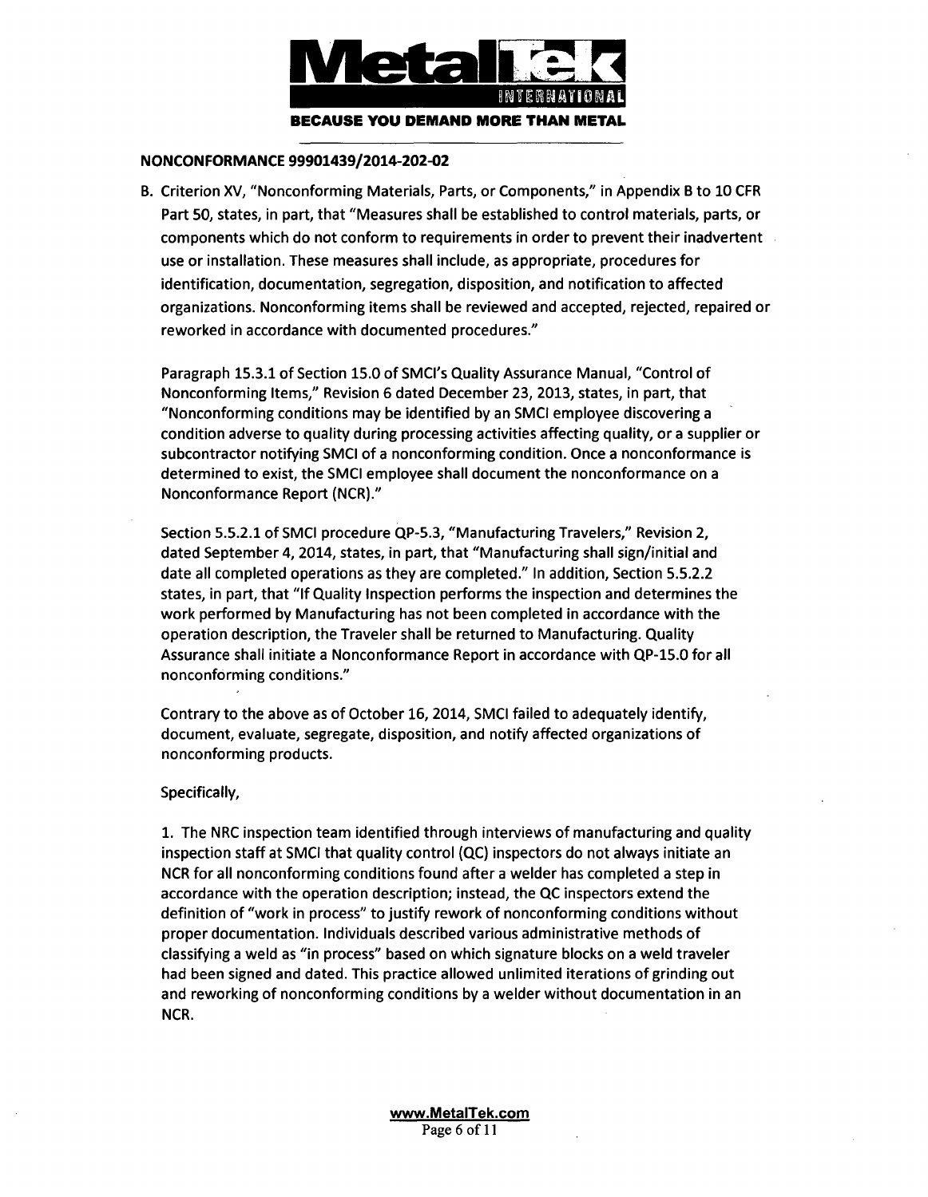## NONCONFORMANCE 99901439/2014-202-02

B. Criterion XV, "Nonconforming Materials, Parts, or Components," in Appendix B to 10 CFR Part 50, states, in part, that "Measures shall be established to control materials, parts, or components which do not conform to requirements in order to prevent their inadvertent use or installation. These measures shall include, as appropriate, procedures for identification, documentation, segregation, disposition, and notification to affected organizations. Nonconforming items shall be reviewed and accepted, rejected, repaired or reworked in accordance with documented procedures."

Paragraph 15.3.1 of Section 15.0 of SMCI's Quality Assurance Manual, "Control of Nonconforming Items," Revision 6 dated December 23, 2013, states, in part, that "Nonconforming conditions may be identified by an SMCI employee discovering a condition adverse to quality during processing activities affecting quality, or a supplier or subcontractor notifying SMCI of a nonconforming condition. Once a nonconformance is determined to exist, the SMCI employee shall document the nonconformance on a Nonconformance Report (NCR)."

Section 5.5.2.1 of SMCI procedure QP-5.3, "Manufacturing Travelers," Revision 2, dated September 4, 2014, states, in part, that "Manufacturing shall sign/initial and date all completed operations as they are completed." In addition, Section 5.5.2.2 states, in part, that "If Quality Inspection performs the inspection and determines the work performed by Manufacturing has not been completed in accordance with the operation description, the Traveler shall be returned to Manufacturing. Quality Assurance shall initiate a Nonconformance Report in accordance with QP-15.0 for all nonconforming conditions."

Contrary to the above as of October 16, 2014, SMCI failed to adequately identify, document, evaluate, segregate, disposition, and notify affected organizations of nonconforming products.

Specifically,

1. The NRC inspection team identified through interviews of manufacturing and quality inspection staff at SMCI that quality control (QC) inspectors do not always initiate an NCR for all nonconforming conditions found after a welder has completed a step in accordance with the operation description; instead, the QC inspectors extend the definition of "work in process" to justify rework of nonconforming conditions without proper documentation. Individuals described various administrative methods of classifying a weld as "in process" based on which signature blocks on a weld traveler had been signed and dated. This practice allowed unlimited iterations of grinding out and reworking of nonconforming conditions by a welder without documentation in an NCR.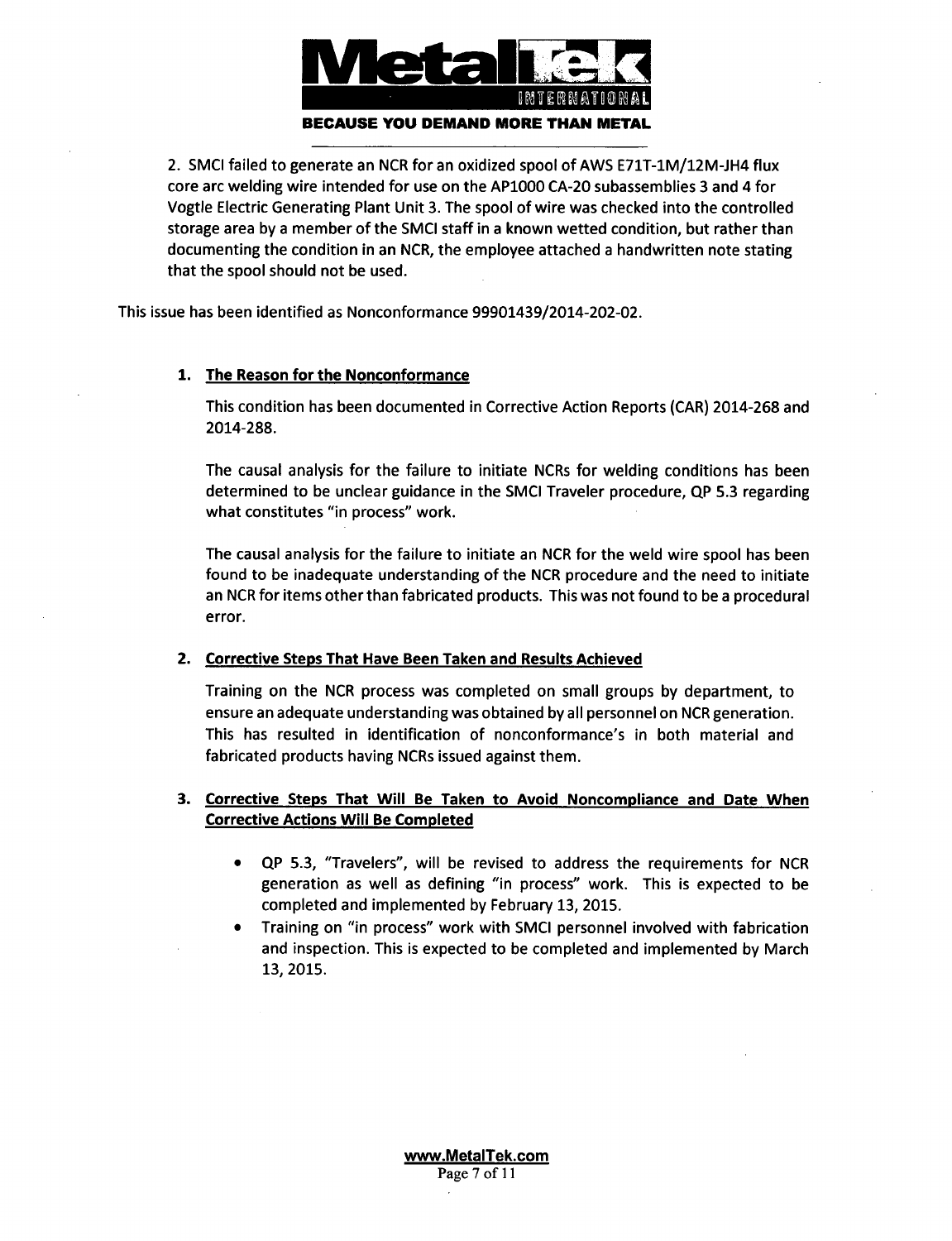2. SMCI failed to generate an NCR for an oxidized spool of AWS E71T-1M/12M-JH4 flux core arc welding wire intended for use on the AP1000 CA-20 subassemblies 3 and 4 for Vogtle Electric Generating Plant Unit 3. The spool of wire was checked into the controlled storage area by a member of the SMCI staff in a known wetted condition, but rather than documenting the condition in an NCR, the employee attached a handwritten note stating that the spool should not be used.

This issue has been identified as Nonconformance 99901439/2014-202-02.

1. **The Reason for the Nonconformance**

   This condition has been documented in Corrective Action Reports (CAR) 2014-268 and 2014-288.

   The causal analysis for the failure to initiate NCRs for welding conditions has been determined to be unclear guidance in the SMCI Traveler procedure, QP 5.3 regarding what constitutes "in process" work.

   The causal analysis for the failure to initiate an NCR for the weld wire spool has been found to be inadequate understanding of the NCR procedure and the need to initiate an NCR for items other than fabricated products. This was not found to be a procedural error.

2. **Corrective Steps That Have Been Taken and Results Achieved**

   Training on the NCR process was completed on small groups by department, to ensure an adequate understanding was obtained by all personnel on NCR generation. This has resulted in identification of nonconformance's in both material and fabricated products having NCRs issued against them.

3. **Corrective Steps That Will Be Taken to Avoid Noncompliance and Date When Corrective Actions Will Be Completed**

   - QP 5.3, "Travelers", will be revised to address the requirements for NCR generation as well as defining "in process" work. This is expected to be completed and implemented by February 13, 2015.
   - Training on "in process" work with SMCI personnel involved with fabrication and inspection. This is expected to be completed and implemented by March 13, 2015.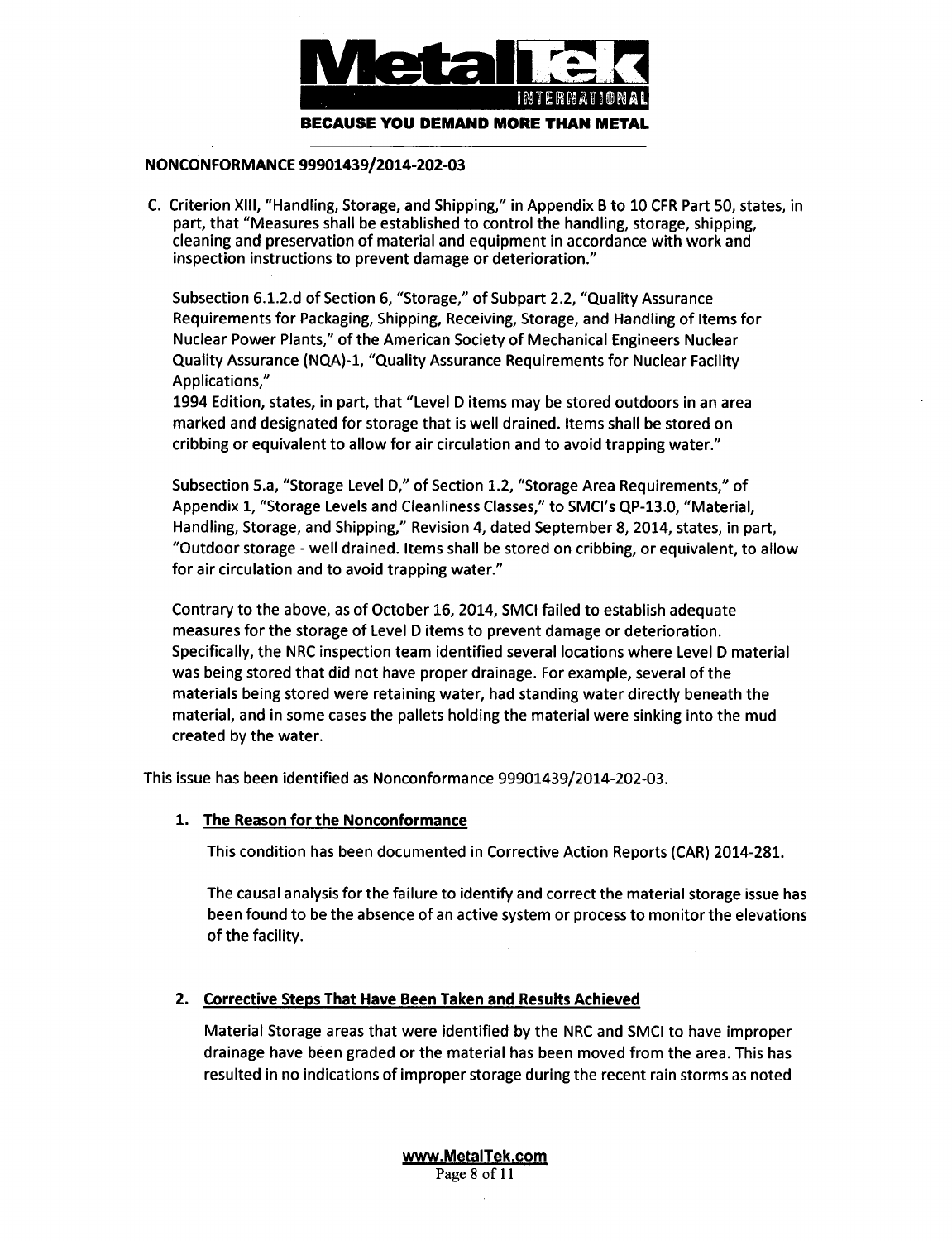## NONCONFORMANCE 99901439/2014-202-03

C. Criterion XIII, "Handling, Storage, and Shipping," in Appendix B to 10 CFR Part 50, states, in part, that "Measures shall be established to control the handling, storage, shipping, cleaning and preservation of material and equipment in accordance with work and inspection instructions to prevent damage or deterioration."

Subsection 6.1.2.d of Section 6, "Storage," of Subpart 2.2, "Quality Assurance Requirements for Packaging, Shipping, Receiving, Storage, and Handling of Items for Nuclear Power Plants," of the American Society of Mechanical Engineers Nuclear Quality Assurance (NQA)-1, "Quality Assurance Requirements for Nuclear Facility Applications,"
1994 Edition, states, in part, that "Level D items may be stored outdoors in an area marked and designated for storage that is well drained. Items shall be stored on cribbing or equivalent to allow for air circulation and to avoid trapping water."

Subsection 5.a, "Storage Level D," of Section 1.2, "Storage Area Requirements," of Appendix 1, "Storage Levels and Cleanliness Classes," to SMCI's QP-13.0, "Material, Handling, Storage, and Shipping," Revision 4, dated September 8, 2014, states, in part, "Outdoor storage - well drained. Items shall be stored on cribbing, or equivalent, to allow for air circulation and to avoid trapping water."

Contrary to the above, as of October 16, 2014, SMCI failed to establish adequate measures for the storage of Level D items to prevent damage or deterioration. Specifically, the NRC inspection team identified several locations where Level D material was being stored that did not have proper drainage. For example, several of the materials being stored were retaining water, had standing water directly beneath the material, and in some cases the pallets holding the material were sinking into the mud created by the water.

This issue has been identified as Nonconformance 99901439/2014-202-03.

1. **The Reason for the Nonconformance**

   This condition has been documented in Corrective Action Reports (CAR) 2014-281.

   The causal analysis for the failure to identify and correct the material storage issue has been found to be the absence of an active system or process to monitor the elevations of the facility.

2. **Corrective Steps That Have Been Taken and Results Achieved**

   Material Storage areas that were identified by the NRC and SMCI to have improper drainage have been graded or the material has been moved from the area. This has resulted in no indications of improper storage during the recent rain storms as noted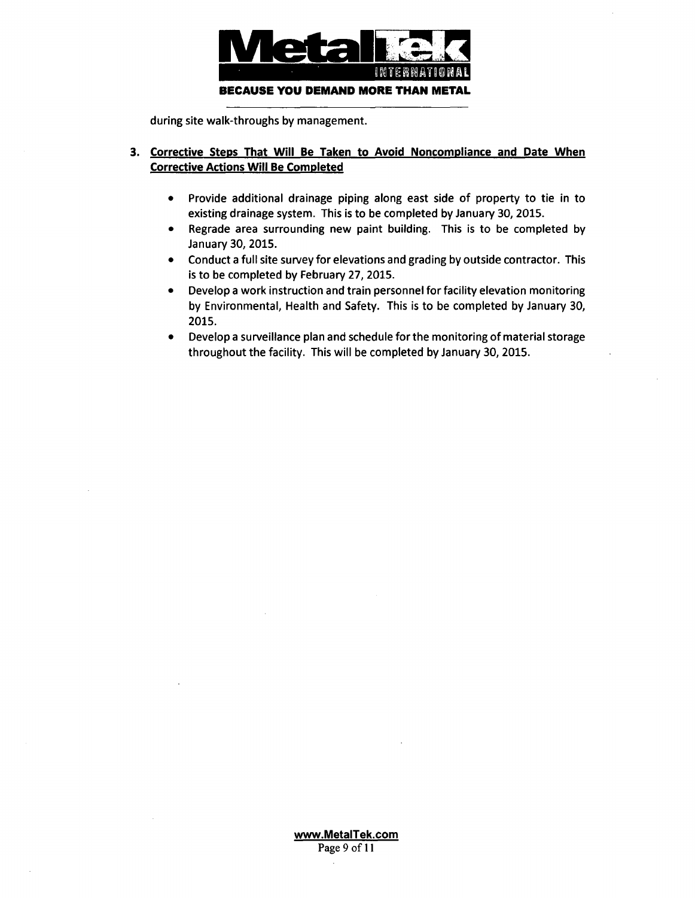during site walk-throughs by management.

3. **Corrective Steps That Will Be Taken to Avoid Noncompliance and Date When Corrective Actions Will Be Completed**

   - Provide additional drainage piping along east side of property to tie in to existing drainage system. This is to be completed by January 30, 2015.
   - Regrade area surrounding new paint building. This is to be completed by January 30, 2015.
   - Conduct a full site survey for elevations and grading by outside contractor. This is to be completed by February 27, 2015.
   - Develop a work instruction and train personnel for facility elevation monitoring by Environmental, Health and Safety. This is to be completed by January 30, 2015.
   - Develop a surveillance plan and schedule for the monitoring of material storage throughout the facility. This will be completed by January 30, 2015.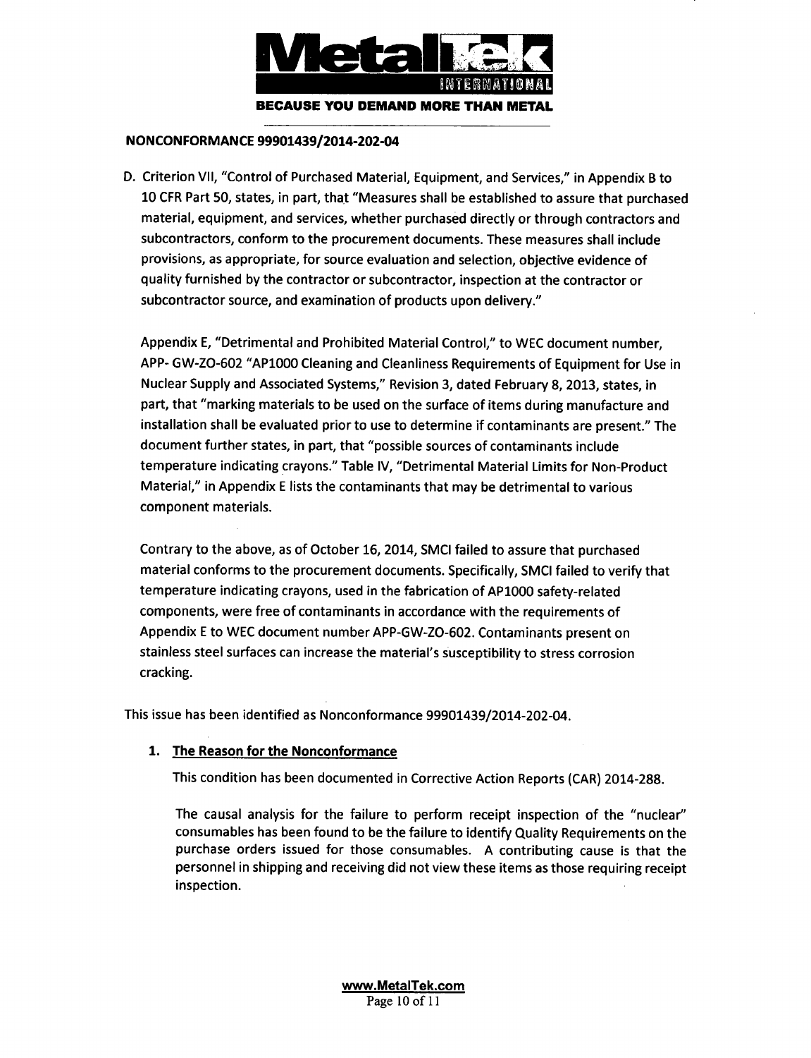## NONCONFORMANCE 99901439/2014-202-04

D. Criterion VII, "Control of Purchased Material, Equipment, and Services," in Appendix B to 10 CFR Part 50, states, in part, that "Measures shall be established to assure that purchased material, equipment, and services, whether purchased directly or through contractors and subcontractors, conform to the procurement documents. These measures shall include provisions, as appropriate, for source evaluation and selection, objective evidence of quality furnished by the contractor or subcontractor, inspection at the contractor or subcontractor source, and examination of products upon delivery."

Appendix E, "Detrimental and Prohibited Material Control," to WEC document number, APP- GW-ZO-602 "AP1000 Cleaning and Cleanliness Requirements of Equipment for Use in Nuclear Supply and Associated Systems," Revision 3, dated February 8, 2013, states, in part, that "marking materials to be used on the surface of items during manufacture and installation shall be evaluated prior to use to determine if contaminants are present." The document further states, in part, that "possible sources of contaminants include temperature indicating crayons." Table IV, "Detrimental Material Limits for Non-Product Material," in Appendix E lists the contaminants that may be detrimental to various component materials.

Contrary to the above, as of October 16, 2014, SMCI failed to assure that purchased material conforms to the procurement documents. Specifically, SMCI failed to verify that temperature indicating crayons, used in the fabrication of AP1000 safety-related components, were free of contaminants in accordance with the requirements of Appendix E to WEC document number APP-GW-ZO-602. Contaminants present on stainless steel surfaces can increase the material's susceptibility to stress corrosion cracking.

This issue has been identified as Nonconformance 99901439/2014-202-04.

1. **The Reason for the Nonconformance**

   This condition has been documented in Corrective Action Reports (CAR) 2014-288.

   The causal analysis for the failure to perform receipt inspection of the "nuclear" consumables has been found to be the failure to identify Quality Requirements on the purchase orders issued for those consumables. A contributing cause is that the personnel in shipping and receiving did not view these items as those requiring receipt inspection.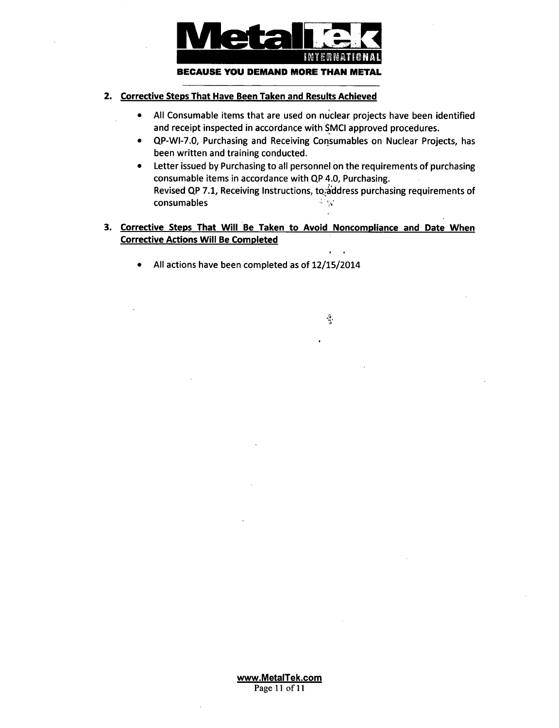2. **Corrective Steps That Have Been Taken and Results Achieved**

   - All Consumable items that are used on nuclear projects have been identified and receipt inspected in accordance with SMCI approved procedures.
   - QP-WI-7.0, Purchasing and Receiving Consumables on Nuclear Projects, has been written and training conducted.
   - Letter issued by Purchasing to all personnel on the requirements of purchasing consumable items in accordance with QP 4.0, Purchasing.
     Revised QP 7.1, Receiving Instructions, to address purchasing requirements of consumables

3. **Corrective Steps That Will Be Taken to Avoid Noncompliance and Date When Corrective Actions Will Be Completed**

   - All actions have been completed as of 12/15/2014